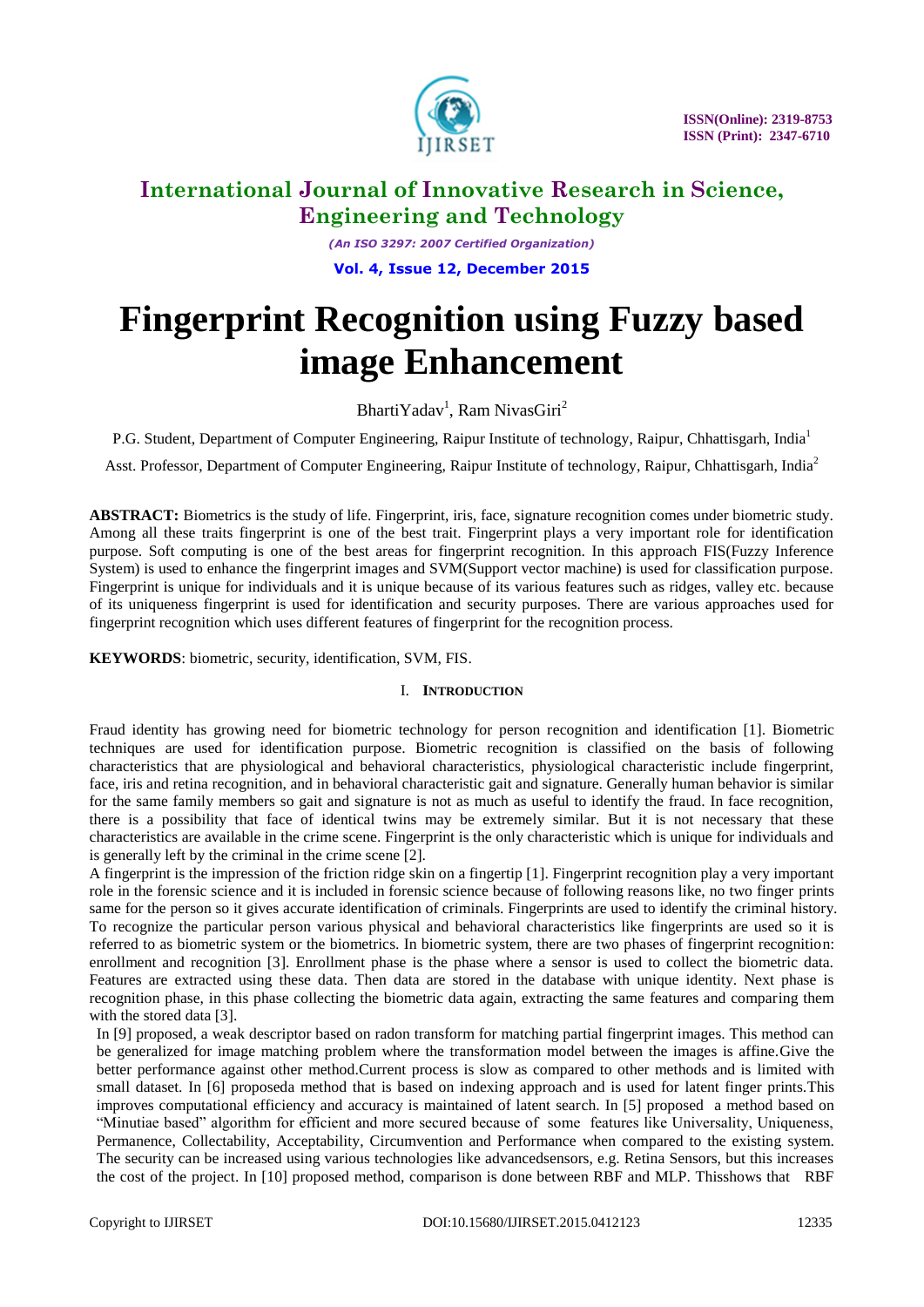# Fingerprint Recognition using Fuzzy based image Enhancement

BhartiYadav[1], Ram NivasGiri[2]

P.G. Student, Department of Computer Engineering, Raipur Institute of technology, Raipur, Chhattisgarh, India[1]

Asst. Professor, Department of Computer Engineering, Raipur Institute of technology, Raipur, Chhattisgarh, India[2]

**ABSTRACT:** Biometrics is the study of life. Fingerprint, iris, face, signature recognition comes under biometric study. Among all these traits fingerprint is one of the best trait. Fingerprint plays a very important role for identification purpose. Soft computing is one of the best areas for fingerprint recognition. In this approach FIS(Fuzzy Inference System) is used to enhance the fingerprint images and SVM(Support vector machine) is used for classification purpose. Fingerprint is unique for individuals and it is unique because of its various features such as ridges, valley etc. because of its uniqueness fingerprint is used for identification and security purposes. There are various approaches used for fingerprint recognition which uses different features of fingerprint for the recognition process.

**KEYWORDS**: biometric, security, identification, SVM, FIS.

## I. INTRODUCTION

Fraud identity has growing need for biometric technology for person recognition and identification [1]. Biometric techniques are used for identification purpose. Biometric recognition is classified on the basis of following characteristics that are physiological and behavioral characteristics, physiological characteristic include fingerprint, face, iris and retina recognition, and in behavioral characteristic gait and signature. Generally human behavior is similar for the same family members so gait and signature is not as much as useful to identify the fraud. In face recognition, there is a possibility that face of identical twins may be extremely similar. But it is not necessary that these characteristics are available in the crime scene. Fingerprint is the only characteristic which is unique for individuals and is generally left by the criminal in the crime scene [2].

A fingerprint is the impression of the friction ridge skin on a fingertip [1]. Fingerprint recognition play a very important role in the forensic science and it is included in forensic science because of following reasons like, no two finger prints same for the person so it gives accurate identification of criminals. Fingerprints are used to identify the criminal history. To recognize the particular person various physical and behavioral characteristics like fingerprints are used so it is referred to as biometric system or the biometrics. In biometric system, there are two phases of fingerprint recognition: enrollment and recognition [3]. Enrollment phase is the phase where a sensor is used to collect the biometric data. Features are extracted using these data. Then data are stored in the database with unique identity. Next phase is recognition phase, in this phase collecting the biometric data again, extracting the same features and comparing them with the stored data [3].

In [9] proposed, a weak descriptor based on radon transform for matching partial fingerprint images. This method can be generalized for image matching problem where the transformation model between the images is affine.Give the better performance against other method.Current process is slow as compared to other methods and is limited with small dataset. In [6] proposeda method that is based on indexing approach and is used for latent finger prints.This improves computational efficiency and accuracy is maintained of latent search. In [5] proposed a method based on "Minutiae based" algorithm for efficient and more secured because of some features like Universality, Uniqueness, Permanence, Collectability, Acceptability, Circumvention and Performance when compared to the existing system. The security can be increased using various technologies like advancedsensors, e.g. Retina Sensors, but this increases the cost of the project. In [10] proposed method, comparison is done between RBF and MLP. Thisshows that RBF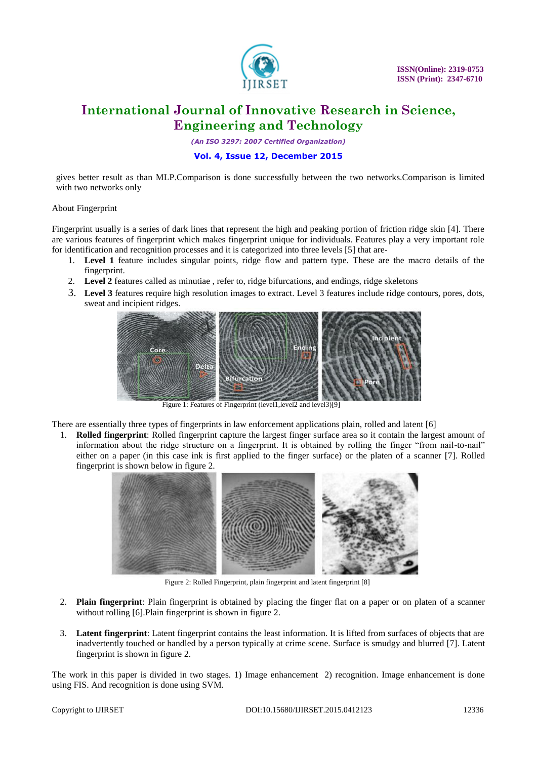gives better result as than MLP.Comparison is done successfully between the two networks.Comparison is limited with two networks only

About Fingerprint

Fingerprint usually is a series of dark lines that represent the high and peaking portion of friction ridge skin [4]. There are various features of fingerprint which makes fingerprint unique for individuals. Features play a very important role for identification and recognition processes and it is categorized into three levels [5] that are-

1. **Level 1** feature includes singular points, ridge flow and pattern type. These are the macro details of the fingerprint.
2. **Level 2** features called as minutiae , refer to, ridge bifurcations, and endings, ridge skeletons
3. **Level 3** features require high resolution images to extract. Level 3 features include ridge contours, pores, dots, sweat and incipient ridges.

Figure 1: Features of Fingerprint (level1,level2 and level3)[9]

There are essentially three types of fingerprints in law enforcement applications plain, rolled and latent [6]

1. **Rolled fingerprint**: Rolled fingerprint capture the largest finger surface area so it contain the largest amount of information about the ridge structure on a fingerprint. It is obtained by rolling the finger "from nail-to-nail" either on a paper (in this case ink is first applied to the finger surface) or the platen of a scanner [7]. Rolled fingerprint is shown below in figure 2.

Figure 2: Rolled Fingerprint, plain fingerprint and latent fingerprint [8]

2. **Plain fingerprint**: Plain fingerprint is obtained by placing the finger flat on a paper or on platen of a scanner without rolling [6].Plain fingerprint is shown in figure 2.

3. **Latent fingerprint**: Latent fingerprint contains the least information. It is lifted from surfaces of objects that are inadvertently touched or handled by a person typically at crime scene. Surface is smudgy and blurred [7]. Latent fingerprint is shown in figure 2.

The work in this paper is divided in two stages. 1) Image enhancement 2) recognition. Image enhancement is done using FIS. And recognition is done using SVM.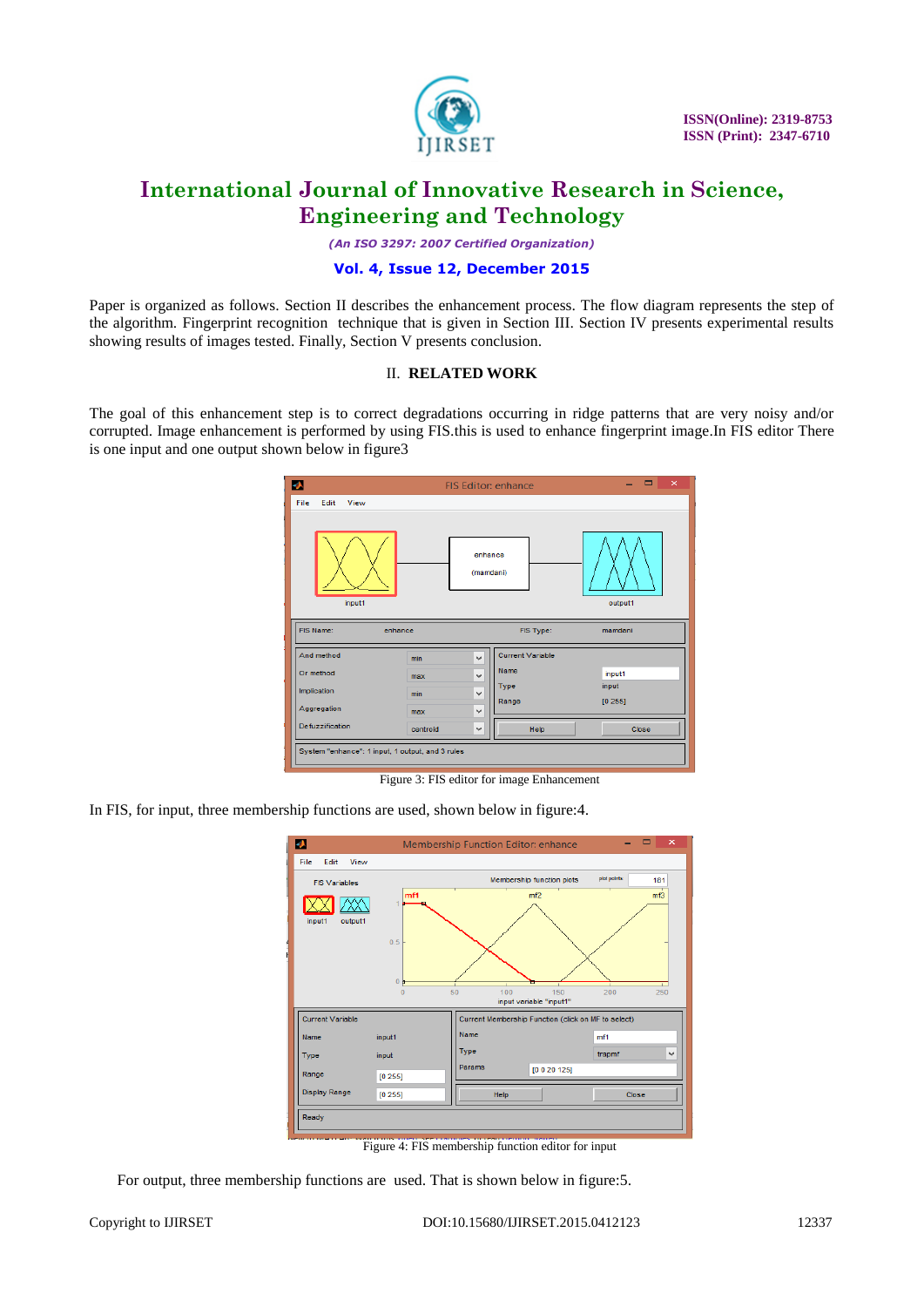Paper is organized as follows. Section II describes the enhancement process. The flow diagram represents the step of the algorithm. Fingerprint recognition technique that is given in Section III. Section IV presents experimental results showing results of images tested. Finally, Section V presents conclusion.

## II. RELATED WORK

The goal of this enhancement step is to correct degradations occurring in ridge patterns that are very noisy and/or corrupted. Image enhancement is performed by using FIS.this is used to enhance fingerprint image.In FIS editor There is one input and one output shown below in figure3

Figure 3: FIS editor for image Enhancement

In FIS, for input, three membership functions are used, shown below in figure:4.

Figure 4: FIS membership function editor for input

For output, three membership functions are used. That is shown below in figure:5.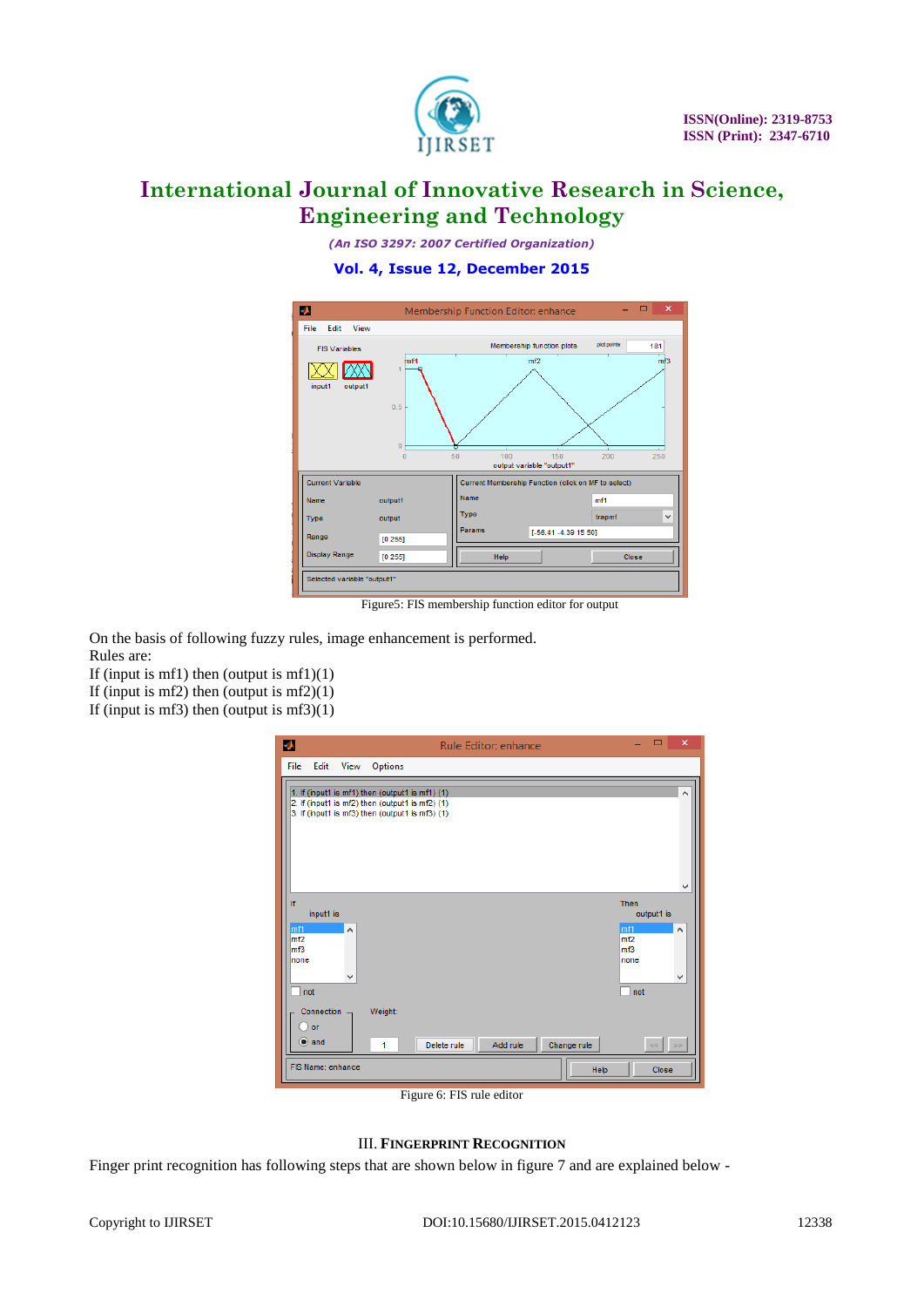Figure5: FIS membership function editor for output

On the basis of following fuzzy rules, image enhancement is performed.
Rules are:
If (input is mf1) then (output is mf1)(1)
If (input is mf2) then (output is mf2)(1)
If (input is mf3) then (output is mf3)(1)

Figure 6: FIS rule editor

### III. Fingerprint Recognition

Finger print recognition has following steps that are shown below in figure 7 and are explained below -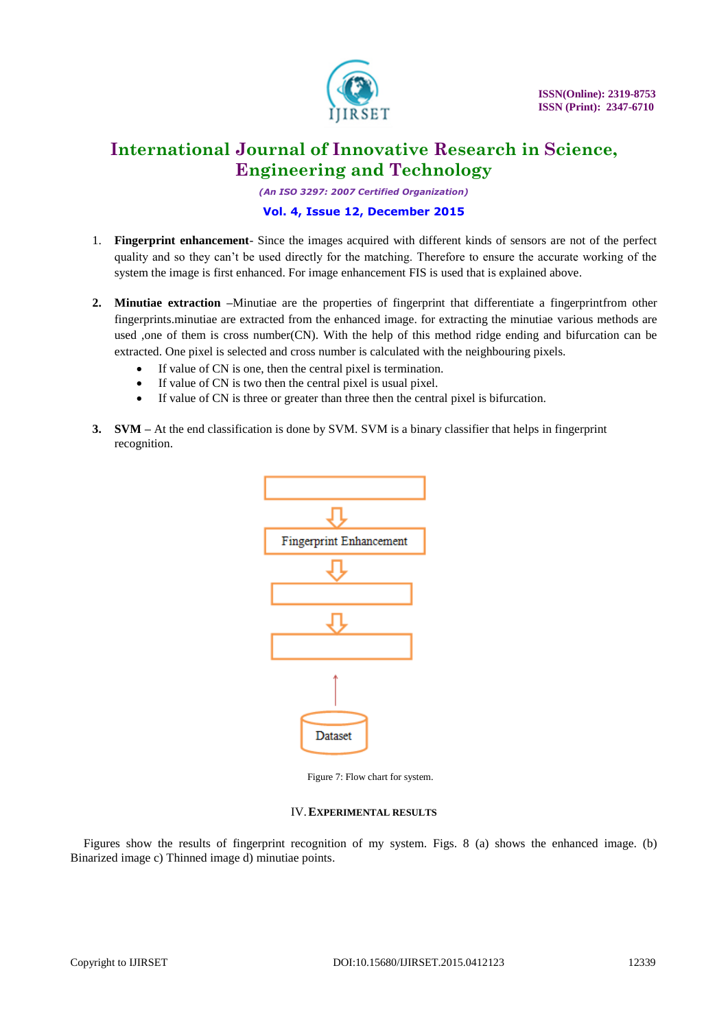1. **Fingerprint enhancement**- Since the images acquired with different kinds of sensors are not of the perfect quality and so they can't be used directly for the matching. Therefore to ensure the accurate working of the system the image is first enhanced. For image enhancement FIS is used that is explained above.

2. **Minutiae extraction** –Minutiae are the properties of fingerprint that differentiate a fingerprintfrom other fingerprints.minutiae are extracted from the enhanced image. for extracting the minutiae various methods are used ,one of them is cross number(CN). With the help of this method ridge ending and bifurcation can be extracted. One pixel is selected and cross number is calculated with the neighbouring pixels.
   - If value of CN is one, then the central pixel is termination.
   - If value of CN is two then the central pixel is usual pixel.
   - If value of CN is three or greater than three then the central pixel is bifurcation.

3. **SVM** – At the end classification is done by SVM. SVM is a binary classifier that helps in fingerprint recognition.

Fingerprint Enhancement

Dataset

Figure 7: Flow chart for system.

## IV. Experimental Results

Figures show the results of fingerprint recognition of my system. Figs. 8 (a) shows the enhanced image. (b) Binarized image c) Thinned image d) minutiae points.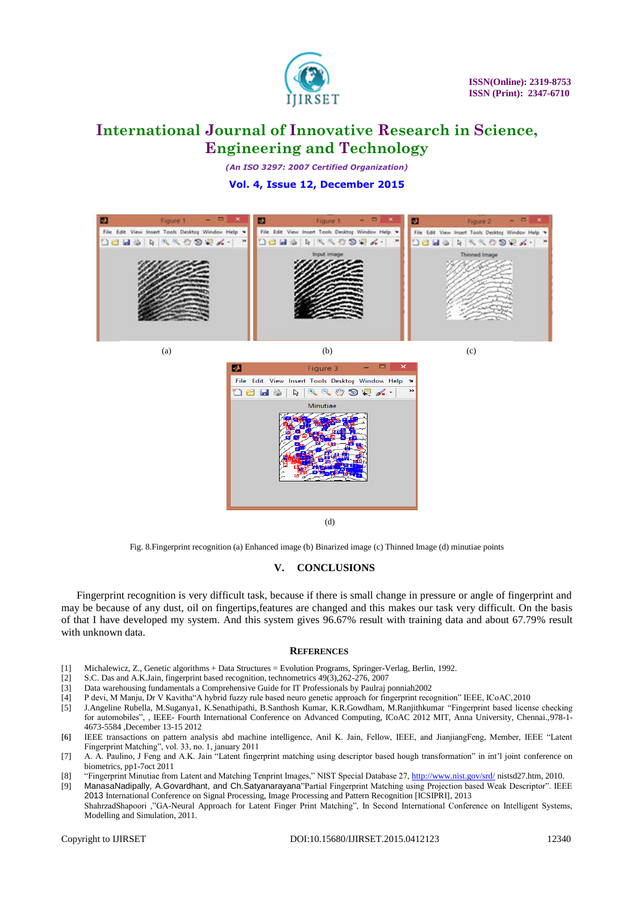(a)

(b)

(c)

(d)

Fig. 8.Fingerprint recognition (a) Enhanced image (b) Binarized image (c) Thinned Image (d) minutiae points

## V. CONCLUSIONS

Fingerprint recognition is very difficult task, because if there is small change in pressure or angle of fingerprint and may be because of any dust, oil on fingertips,features are changed and this makes our task very difficult. On the basis of that I have developed my system. And this system gives 96.67% result with training data and about 67.79% result with unknown data.

### REFERENCES

[1] Michalewicz, Z., Genetic algorithms + Data Structures = Evolution Programs, Springer-Verlag, Berlin, 1992.

[2] S.C. Das and A.K.Jain, fingerprint based recognition, technometrics 49(3),262-276, 2007

[3] Data warehousing fundamentals a Comprehensive Guide for IT Professionals by Paulraj ponniah2002

[4] P devi, M Manju, Dr V Kavitha"A hybrid fuzzy rule based neuro genetic approach for fingerprint recognition" IEEE, ICoAC,2010

[5] J.Angeline Rubella, M.Suganya1, K.Senathipathi, B.Santhosh Kumar, K.R.Gowdham, M.Ranjithkumar "Fingerprint based license checking for automobiles", , IEEE- Fourth International Conference on Advanced Computing, ICoAC 2012 MIT, Anna University, Chennai.,978-1-4673-5584 ,December 13-15 2012

**[6]** IEEE transactions on pattern analysis abd machine intelligence, Anil K. Jain, Fellow, IEEE, and JianjiangFeng, Member, IEEE "Latent Fingerprint Matching", vol. 33, no. 1, january 2011

[7] A. A. Paulino, J Feng and A.K. Jain "Latent fingerprint matching using descriptor based hough transformation" in int'l joint conference on biometrics, pp1-7oct 2011

[8] "Fingerprint Minutiae from Latent and Matching Tenprint Images," NIST Special Database 27, http://www.nist.gov/srd/ nistsd27.htm, 2010.

[9] ManasaNadipally, A.Govardhant, and Ch.Satyanarayana"Partial Fingerprint Matching using Projection based Weak Descriptor". IEEE 2013 International Conference on Signal Processing, Image Processing and Pattern Recognition [ICSIPRI], 2013

ShahrzadShapoori ,"GA-Neural Approach for Latent Finger Print Matching", In Second International Conference on Intelligent Systems, Modelling and Simulation, 2011.

Copyright to IJIRSET DOI:10.15680/IJIRSET.2015.0412123